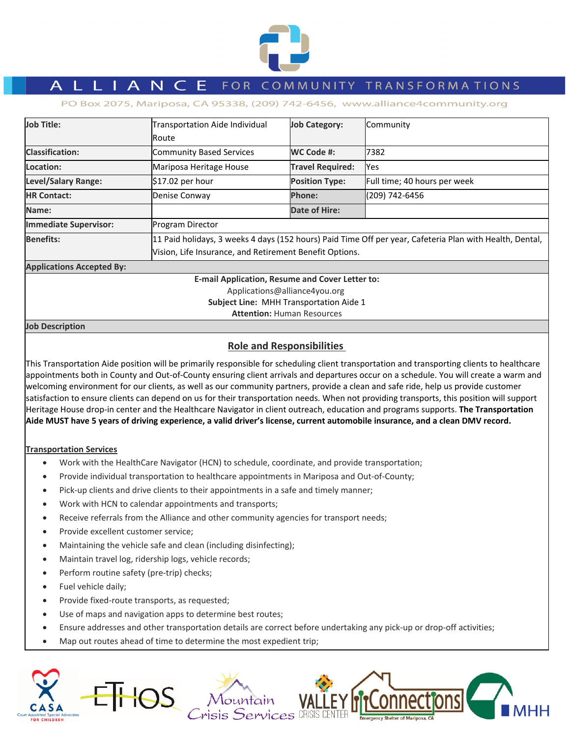# ALLIANCE FOR COMMUNITY TRANSFORMATIONS

PO Box 2075, Mariposa, CA 95338, (209) 742-6456, www.alliance4community.org

| Job Title: | Transportation Aide Individual Route | Job Category: | Community |
|---|---|---|---|
| Classification: | Community Based Services | WC Code #: | 7382 |
| Location: | Mariposa Heritage House | Travel Required: | Yes |
| Level/Salary Range: | $17.02 per hour | Position Type: | Full time; 40 hours per week |
| HR Contact: | Denise Conway | Phone: | (209) 742-6456 |
| Name: | | Date of Hire: | |
| Immediate Supervisor: | Program Director | | |
| Benefits: | 11 Paid holidays, 3 weeks 4 days (152 hours) Paid Time Off per year, Cafeteria Plan with Health, Dental, Vision, Life Insurance, and Retirement Benefit Options. | | |

**Applications Accepted By:**

**E-mail Application, Resume and Cover Letter to:**
Applications@alliance4you.org
**Subject Line:** MHH Transportation Aide 1
**Attention:** Human Resources

**Job Description**

## Role and Responsibilities

This Transportation Aide position will be primarily responsible for scheduling client transportation and transporting clients to healthcare appointments both in County and Out-of-County ensuring client arrivals and departures occur on a schedule. You will create a warm and welcoming environment for our clients, as well as our community partners, provide a clean and safe ride, help us provide customer satisfaction to ensure clients can depend on us for their transportation needs. When not providing transports, this position will support Heritage House drop-in center and the Healthcare Navigator in client outreach, education and programs supports. **The Transportation Aide MUST have 5 years of driving experience, a valid driver's license, current automobile insurance, and a clean DMV record.**

### Transportation Services

- Work with the HealthCare Navigator (HCN) to schedule, coordinate, and provide transportation;
- Provide individual transportation to healthcare appointments in Mariposa and Out-of-County;
- Pick-up clients and drive clients to their appointments in a safe and timely manner;
- Work with HCN to calendar appointments and transports;
- Receive referrals from the Alliance and other community agencies for transport needs;
- Provide excellent customer service;
- Maintaining the vehicle safe and clean (including disinfecting);
- Maintain travel log, ridership logs, vehicle records;
- Perform routine safety (pre-trip) checks;
- Fuel vehicle daily;
- Provide fixed-route transports, as requested;
- Use of maps and navigation apps to determine best routes;
- Ensure addresses and other transportation details are correct before undertaking any pick-up or drop-off activities;
- Map out routes ahead of time to determine the most expedient trip;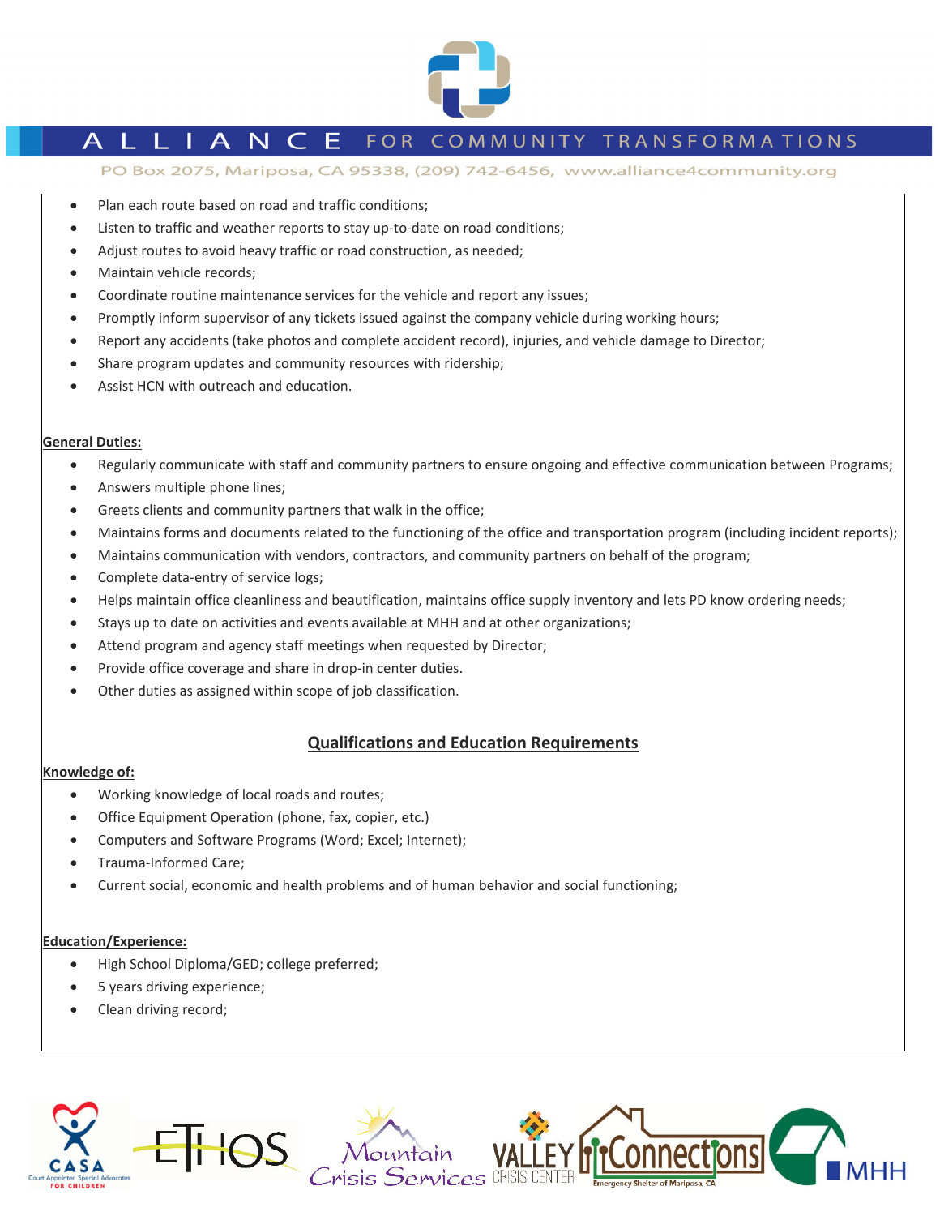- Plan each route based on road and traffic conditions;
- Listen to traffic and weather reports to stay up-to-date on road conditions;
- Adjust routes to avoid heavy traffic or road construction, as needed;
- Maintain vehicle records;
- Coordinate routine maintenance services for the vehicle and report any issues;
- Promptly inform supervisor of any tickets issued against the company vehicle during working hours;
- Report any accidents (take photos and complete accident record), injuries, and vehicle damage to Director;
- Share program updates and community resources with ridership;
- Assist HCN with outreach and education.

**General Duties:**

- Regularly communicate with staff and community partners to ensure ongoing and effective communication between Programs;
- Answers multiple phone lines;
- Greets clients and community partners that walk in the office;
- Maintains forms and documents related to the functioning of the office and transportation program (including incident reports);
- Maintains communication with vendors, contractors, and community partners on behalf of the program;
- Complete data-entry of service logs;
- Helps maintain office cleanliness and beautification, maintains office supply inventory and lets PD know ordering needs;
- Stays up to date on activities and events available at MHH and at other organizations;
- Attend program and agency staff meetings when requested by Director;
- Provide office coverage and share in drop-in center duties.
- Other duties as assigned within scope of job classification.

## Qualifications and Education Requirements

**Knowledge of:**

- Working knowledge of local roads and routes;
- Office Equipment Operation (phone, fax, copier, etc.)
- Computers and Software Programs (Word; Excel; Internet);
- Trauma-Informed Care;
- Current social, economic and health problems and of human behavior and social functioning;

**Education/Experience:**

- High School Diploma/GED; college preferred;
- 5 years driving experience;
- Clean driving record;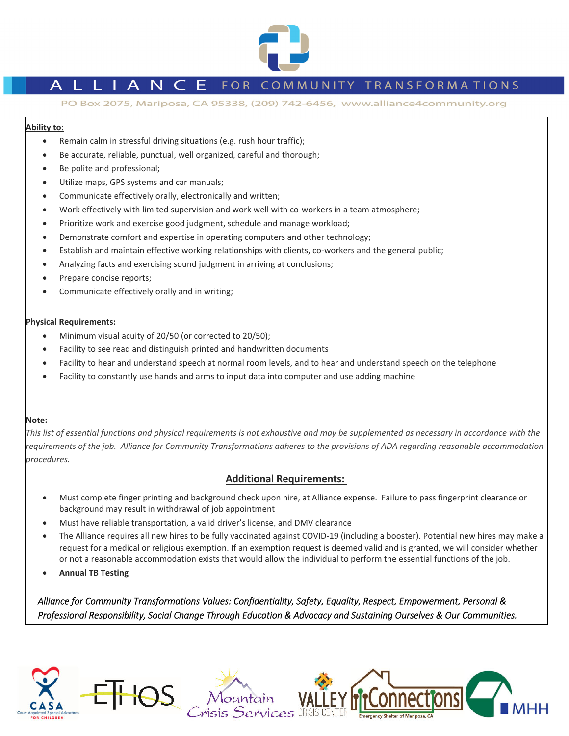**Ability to:**

- Remain calm in stressful driving situations (e.g. rush hour traffic);
- Be accurate, reliable, punctual, well organized, careful and thorough;
- Be polite and professional;
- Utilize maps, GPS systems and car manuals;
- Communicate effectively orally, electronically and written;
- Work effectively with limited supervision and work well with co-workers in a team atmosphere;
- Prioritize work and exercise good judgment, schedule and manage workload;
- Demonstrate comfort and expertise in operating computers and other technology;
- Establish and maintain effective working relationships with clients, co-workers and the general public;
- Analyzing facts and exercising sound judgment in arriving at conclusions;
- Prepare concise reports;
- Communicate effectively orally and in writing;

**Physical Requirements:**

- Minimum visual acuity of 20/50 (or corrected to 20/50);
- Facility to see read and distinguish printed and handwritten documents
- Facility to hear and understand speech at normal room levels, and to hear and understand speech on the telephone
- Facility to constantly use hands and arms to input data into computer and use adding machine

**Note:**

*This list of essential functions and physical requirements is not exhaustive and may be supplemented as necessary in accordance with the requirements of the job. Alliance for Community Transformations adheres to the provisions of ADA regarding reasonable accommodation procedures.*

## Additional Requirements:

- Must complete finger printing and background check upon hire, at Alliance expense. Failure to pass fingerprint clearance or background may result in withdrawal of job appointment
- Must have reliable transportation, a valid driver's license, and DMV clearance
- The Alliance requires all new hires to be fully vaccinated against COVID-19 (including a booster). Potential new hires may make a request for a medical or religious exemption. If an exemption request is deemed valid and is granted, we will consider whether or not a reasonable accommodation exists that would allow the individual to perform the essential functions of the job.
- **Annual TB Testing**

*Alliance for Community Transformations Values: Confidentiality, Safety, Equality, Respect, Empowerment, Personal & Professional Responsibility, Social Change Through Education & Advocacy and Sustaining Ourselves & Our Communities.*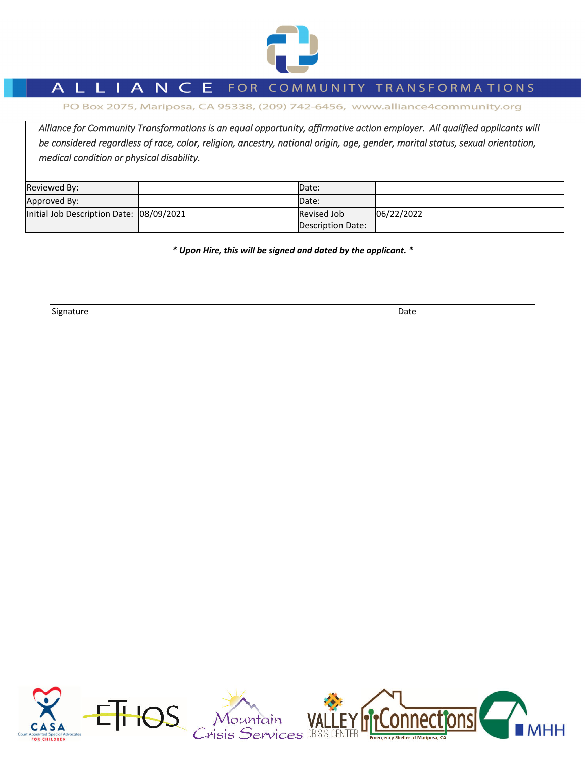*Alliance for Community Transformations is an equal opportunity, affirmative action employer. All qualified applicants will be considered regardless of race, color, religion, ancestry, national origin, age, gender, marital status, sexual orientation, medical condition or physical disability.*

| | | | |
|---|---|---|---|
| Reviewed By: | | Date: | |
| Approved By: | | Date: | |
| Initial Job Description Date: | 08/09/2021 | Revised Job Description Date: | 06/22/2022 |

***\* Upon Hire, this will be signed and dated by the applicant. \****

Signature Date